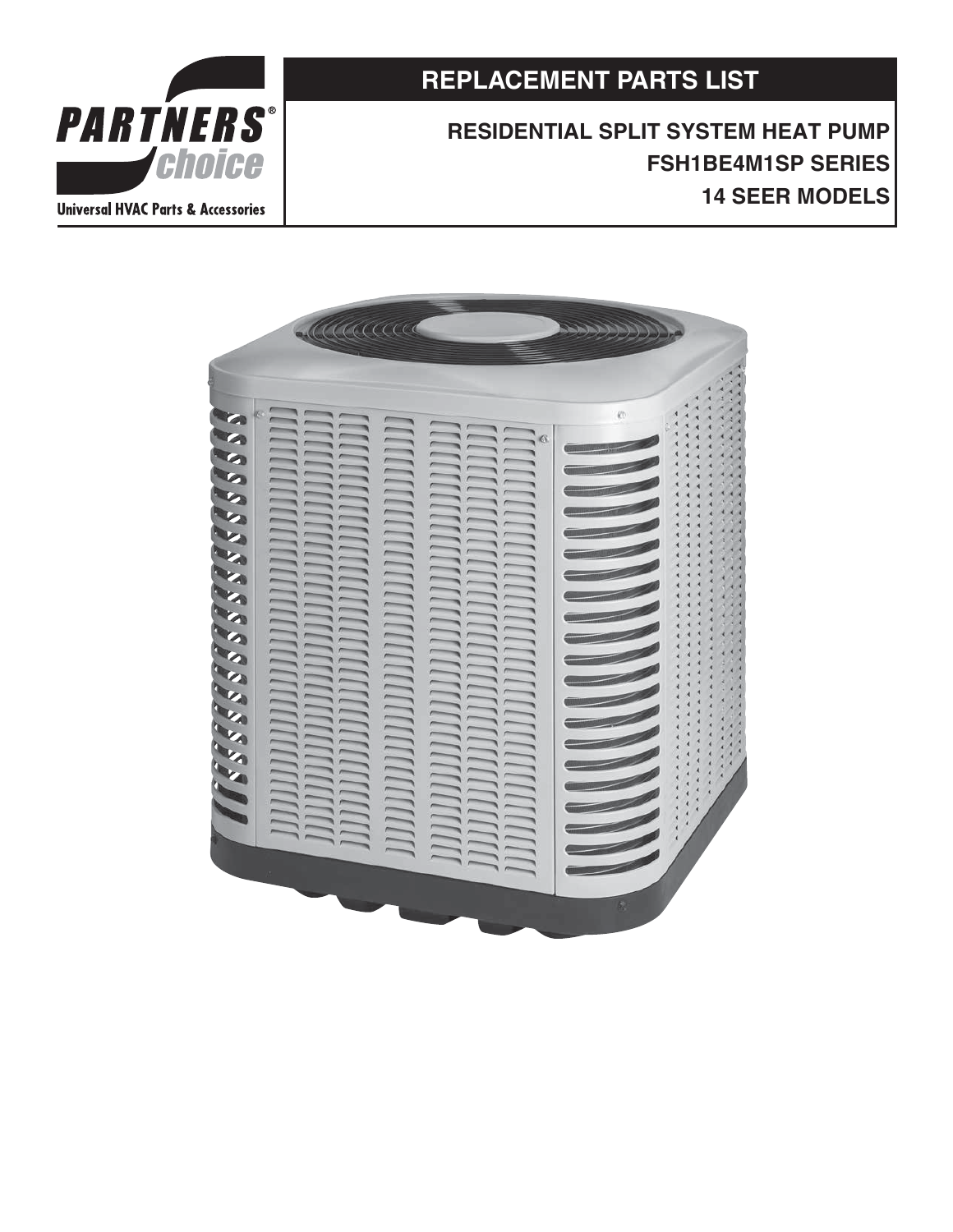PARTNERS® choice

Universal HVAC Parts & Accessories

# REPLACEMENT PARTS LIST

## RESIDENTIAL SPLIT SYSTEM HEAT PUMP

## FSH1BE4M1SP SERIES

## 14 SEER MODELS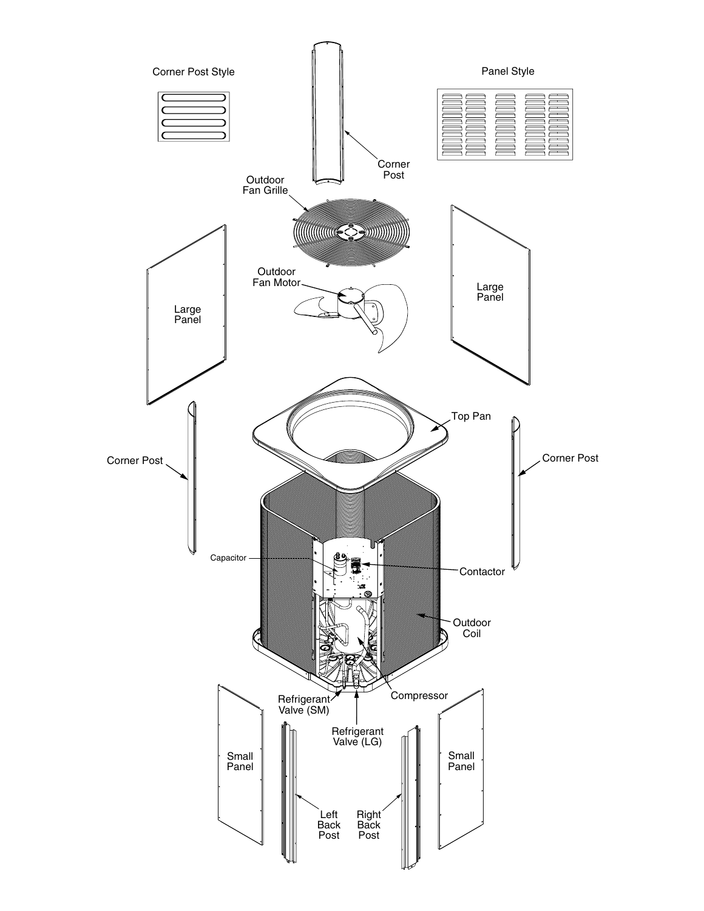Corner Post Style

Panel Style

Corner Post

Outdoor Fan Grille

Outdoor Fan Motor

Large Panel

Large Panel

Top Pan

Corner Post

Corner Post

Capacitor

Contactor

Outdoor Coil

Compressor

Refrigerant Valve (SM)

Refrigerant Valve (LG)

Small Panel

Small Panel

Left Back Post

Right Back Post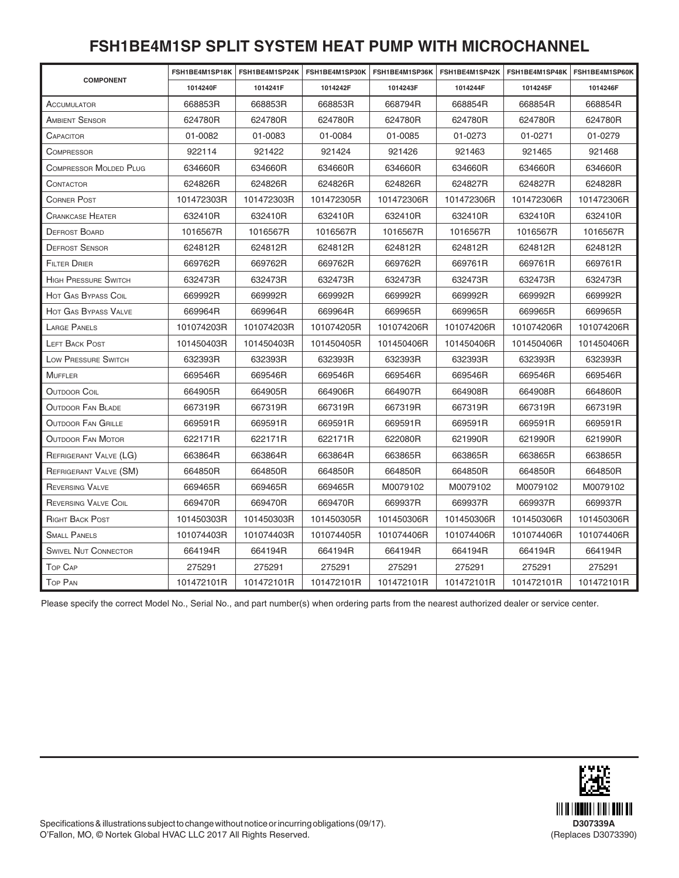# FSH1BE4M1SP SPLIT SYSTEM HEAT PUMP WITH MICROCHANNEL

| COMPONENT | FSH1BE4M1SP18K | FSH1BE4M1SP24K | FSH1BE4M1SP30K | FSH1BE4M1SP36K | FSH1BE4M1SP42K | FSH1BE4M1SP48K | FSH1BE4M1SP60K |
|---|---|---|---|---|---|---|---|
| | 1014240F | 1014241F | 1014242F | 1014243F | 1014244F | 1014245F | 1014246F |
| Accumulator | 668853R | 668853R | 668853R | 668794R | 668854R | 668854R | 668854R |
| Ambient Sensor | 624780R | 624780R | 624780R | 624780R | 624780R | 624780R | 624780R |
| Capacitor | 01-0082 | 01-0083 | 01-0084 | 01-0085 | 01-0273 | 01-0271 | 01-0279 |
| Compressor | 922114 | 921422 | 921424 | 921426 | 921463 | 921465 | 921468 |
| Compressor Molded Plug | 634660R | 634660R | 634660R | 634660R | 634660R | 634660R | 634660R |
| Contactor | 624826R | 624826R | 624826R | 624826R | 624827R | 624827R | 624828R |
| Corner Post | 101472303R | 101472303R | 101472305R | 101472306R | 101472306R | 101472306R | 101472306R |
| Crankcase Heater | 632410R | 632410R | 632410R | 632410R | 632410R | 632410R | 632410R |
| Defrost Board | 1016567R | 1016567R | 1016567R | 1016567R | 1016567R | 1016567R | 1016567R |
| Defrost Sensor | 624812R | 624812R | 624812R | 624812R | 624812R | 624812R | 624812R |
| Filter Drier | 669762R | 669762R | 669762R | 669762R | 669761R | 669761R | 669761R |
| High Pressure Switch | 632473R | 632473R | 632473R | 632473R | 632473R | 632473R | 632473R |
| Hot Gas Bypass Coil | 669992R | 669992R | 669992R | 669992R | 669992R | 669992R | 669992R |
| Hot Gas Bypass Valve | 669964R | 669964R | 669964R | 669965R | 669965R | 669965R | 669965R |
| Large Panels | 101074203R | 101074203R | 101074205R | 101074206R | 101074206R | 101074206R | 101074206R |
| Left Back Post | 101450403R | 101450403R | 101450405R | 101450406R | 101450406R | 101450406R | 101450406R |
| Low Pressure Switch | 632393R | 632393R | 632393R | 632393R | 632393R | 632393R | 632393R |
| Muffler | 669546R | 669546R | 669546R | 669546R | 669546R | 669546R | 669546R |
| Outdoor Coil | 664905R | 664905R | 664906R | 664907R | 664908R | 664908R | 664860R |
| Outdoor Fan Blade | 667319R | 667319R | 667319R | 667319R | 667319R | 667319R | 667319R |
| Outdoor Fan Grille | 669591R | 669591R | 669591R | 669591R | 669591R | 669591R | 669591R |
| Outdoor Fan Motor | 622171R | 622171R | 622171R | 622080R | 621990R | 621990R | 621990R |
| Refrigerant Valve (LG) | 663864R | 663864R | 663864R | 663865R | 663865R | 663865R | 663865R |
| Refrigerant Valve (SM) | 664850R | 664850R | 664850R | 664850R | 664850R | 664850R | 664850R |
| Reversing Valve | 669465R | 669465R | 669465R | M0079102 | M0079102 | M0079102 | M0079102 |
| Reversing Valve Coil | 669470R | 669470R | 669470R | 669937R | 669937R | 669937R | 669937R |
| Right Back Post | 101450303R | 101450303R | 101450305R | 101450306R | 101450306R | 101450306R | 101450306R |
| Small Panels | 101074403R | 101074403R | 101074405R | 101074406R | 101074406R | 101074406R | 101074406R |
| Swivel Nut Connector | 664194R | 664194R | 664194R | 664194R | 664194R | 664194R | 664194R |
| Top Cap | 275291 | 275291 | 275291 | 275291 | 275291 | 275291 | 275291 |
| Top Pan | 101472101R | 101472101R | 101472101R | 101472101R | 101472101R | 101472101R | 101472101R |

Please specify the correct Model No., Serial No., and part number(s) when ordering parts from the nearest authorized dealer or service center.

Specifications & illustrations subject to change without notice or incurring obligations (09/17).
O'Fallon, MO, © Nortek Global HVAC LLC 2017 All Rights Reserved.

**D307339A**
(Replaces D3073390)